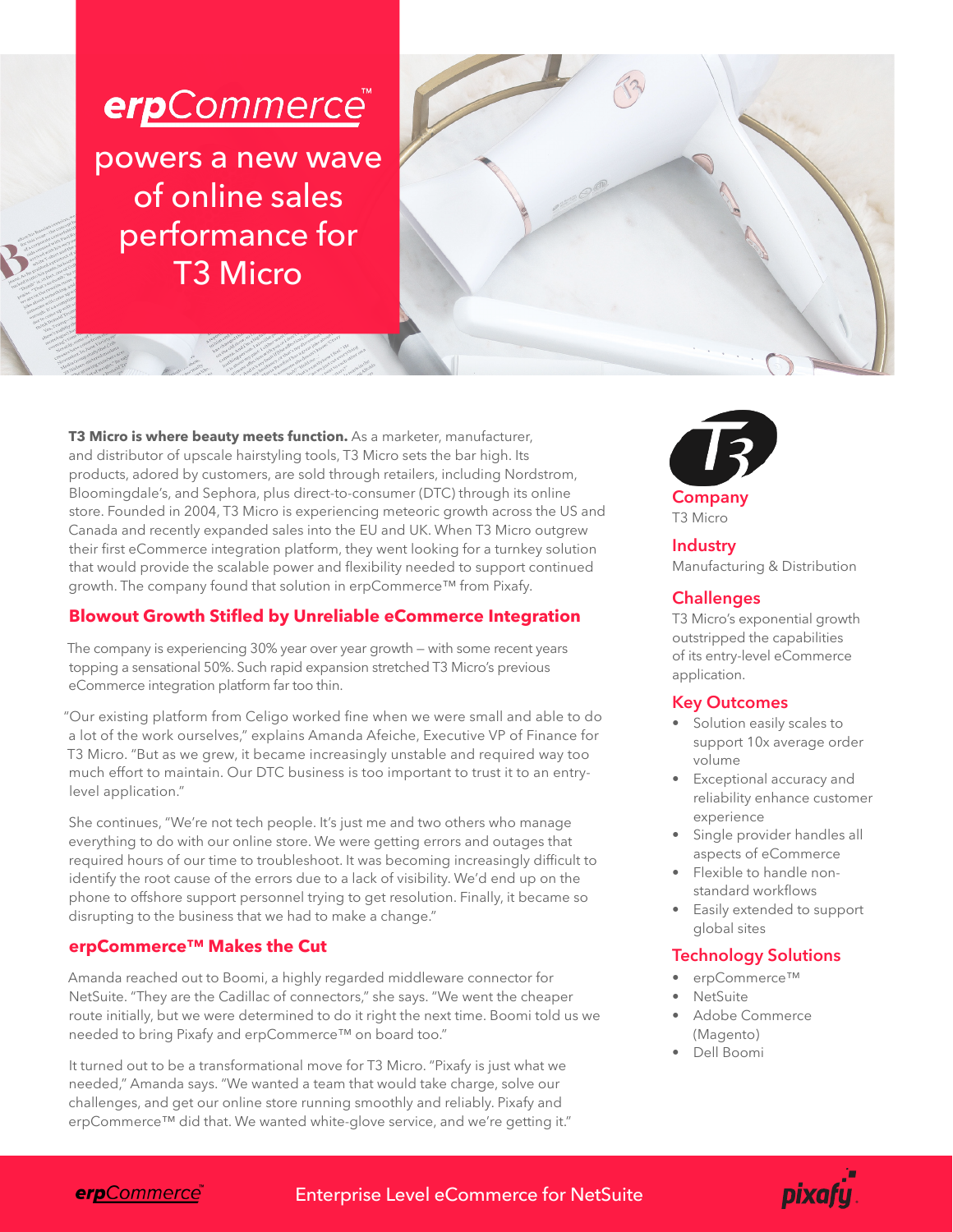# erpCommerce™ powers a new wave of online sales performance for T3 Micro

**T3 Micro is where beauty meets function.** As a marketer, manufacturer, and distributor of upscale hairstyling tools, T3 Micro sets the bar high. Its products, adored by customers, are sold through retailers, including Nordstrom, Bloomingdale's, and Sephora, plus direct-to-consumer (DTC) through its online store. Founded in 2004, T3 Micro is experiencing meteoric growth across the US and Canada and recently expanded sales into the EU and UK. When T3 Micro outgrew their first eCommerce integration platform, they went looking for a turnkey solution that would provide the scalable power and flexibility needed to support continued growth. The company found that solution in erpCommerce™ from Pixafy.

## Blowout Growth Stifled by Unreliable eCommerce Integration

The company is experiencing 30% year over year growth – with some recent years topping a sensational 50%. Such rapid expansion stretched T3 Micro's previous eCommerce integration platform far too thin.

"Our existing platform from Celigo worked fine when we were small and able to do a lot of the work ourselves," explains Amanda Afeiche, Executive VP of Finance for T3 Micro. "But as we grew, it became increasingly unstable and required way too much effort to maintain. Our DTC business is too important to trust it to an entry-level application."

She continues, "We're not tech people. It's just me and two others who manage everything to do with our online store. We were getting errors and outages that required hours of our time to troubleshoot. It was becoming increasingly difficult to identify the root cause of the errors due to a lack of visibility. We'd end up on the phone to offshore support personnel trying to get resolution. Finally, it became so disrupting to the business that we had to make a change."

## erpCommerce™ Makes the Cut

Amanda reached out to Boomi, a highly regarded middleware connector for NetSuite. "They are the Cadillac of connectors," she says. "We went the cheaper route initially, but we were determined to do it right the next time. Boomi told us we needed to bring Pixafy and erpCommerce™ on board too."

It turned out to be a transformational move for T3 Micro. "Pixafy is just what we needed," Amanda says. "We wanted a team that would take charge, solve our challenges, and get our online store running smoothly and reliably. Pixafy and erpCommerce™ did that. We wanted white-glove service, and we're getting it."

### Company
T3 Micro

### Industry
Manufacturing & Distribution

### Challenges
T3 Micro's exponential growth outstripped the capabilities of its entry-level eCommerce application.

### Key Outcomes
- Solution easily scales to support 10x average order volume
- Exceptional accuracy and reliability enhance customer experience
- Single provider handles all aspects of eCommerce
- Flexible to handle non-standard workflows
- Easily extended to support global sites

### Technology Solutions
- erpCommerce™
- NetSuite
- Adobe Commerce (Magento)
- Dell Boomi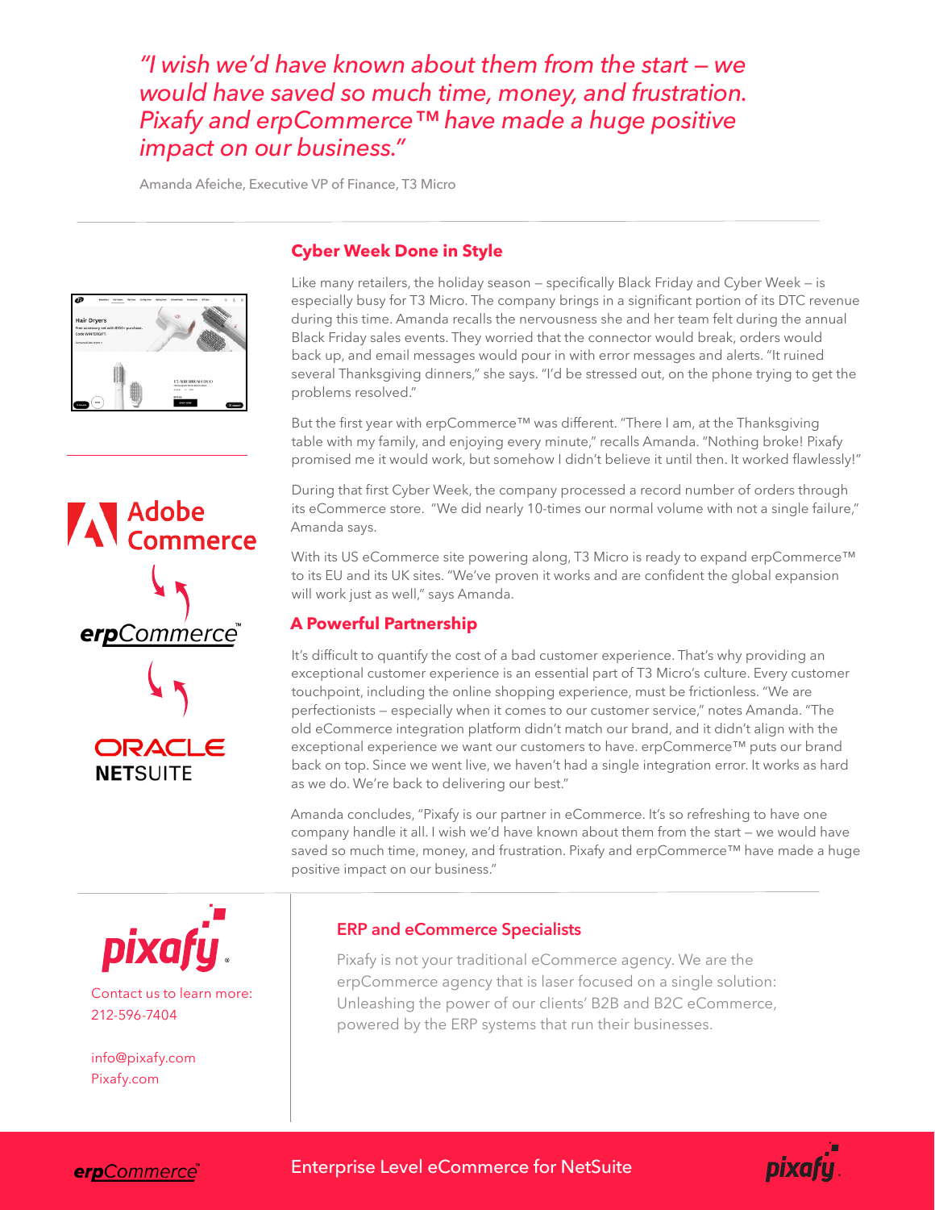*"I wish we'd have known about them from the start – we would have saved so much time, money, and frustration. Pixafy and erpCommerce™ have made a huge positive impact on our business."*

Amanda Afeiche, Executive VP of Finance, T3 Micro

## Cyber Week Done in Style

Like many retailers, the holiday season – specifically Black Friday and Cyber Week – is especially busy for T3 Micro. The company brings in a significant portion of its DTC revenue during this time. Amanda recalls the nervousness she and her team felt during the annual Black Friday sales events. They worried that the connector would break, orders would back up, and email messages would pour in with error messages and alerts. "It ruined several Thanksgiving dinners," she says. "I'd be stressed out, on the phone trying to get the problems resolved."

But the first year with erpCommerce™ was different. "There I am, at the Thanksgiving table with my family, and enjoying every minute," recalls Amanda. "Nothing broke! Pixafy promised me it would work, but somehow I didn't believe it until then. It worked flawlessly!"

During that first Cyber Week, the company processed a record number of orders through its eCommerce store. "We did nearly 10-times our normal volume with not a single failure," Amanda says.

With its US eCommerce site powering along, T3 Micro is ready to expand erpCommerce™ to its EU and its UK sites. "We've proven it works and are confident the global expansion will work just as well," says Amanda.

## A Powerful Partnership

It's difficult to quantify the cost of a bad customer experience. That's why providing an exceptional customer experience is an essential part of T3 Micro's culture. Every customer touchpoint, including the online shopping experience, must be frictionless. "We are perfectionists – especially when it comes to our customer service," notes Amanda. "The old eCommerce integration platform didn't match our brand, and it didn't align with the exceptional experience we want our customers to have. erpCommerce™ puts our brand back on top. Since we went live, we haven't had a single integration error. It works as hard as we do. We're back to delivering our best."

Amanda concludes, "Pixafy is our partner in eCommerce. It's so refreshing to have one company handle it all. I wish we'd have known about them from the start – we would have saved so much time, money, and frustration. Pixafy and erpCommerce™ have made a huge positive impact on our business."

Adobe Commerce

erpCommerce™

ORACLE NETSUITE

pixafy

Contact us to learn more:
212-596-7404

info@pixafy.com
Pixafy.com

## ERP and eCommerce Specialists

Pixafy is not your traditional eCommerce agency. We are the erpCommerce agency that is laser focused on a single solution: Unleashing the power of our clients' B2B and B2C eCommerce, powered by the ERP systems that run their businesses.

erpCommerce™ Enterprise Level eCommerce for NetSuite pixafy